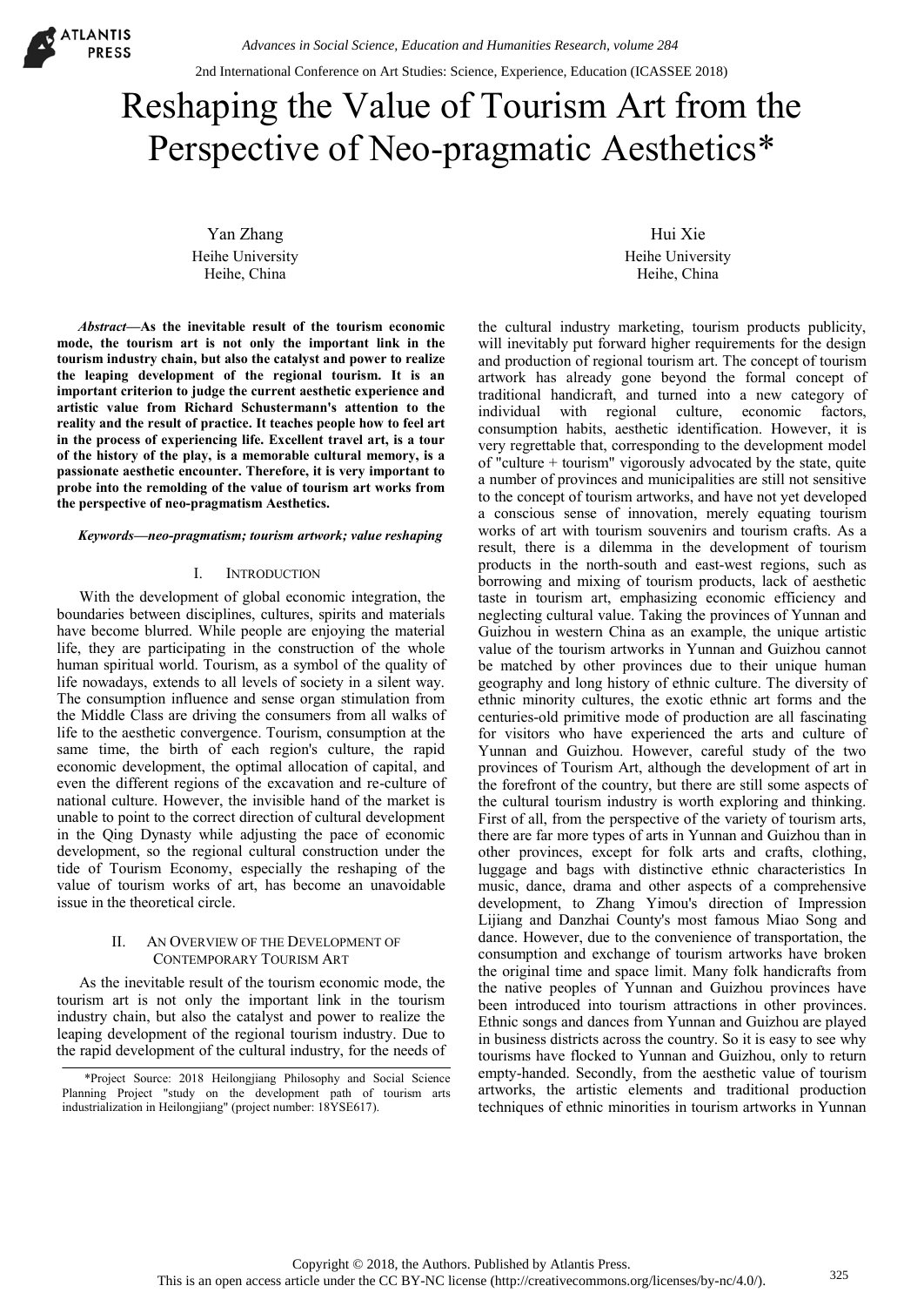# Reshaping the Value of Tourism Art from the Perspective of Neo-pragmatic Aesthetics*

Yan Zhang
Heihe University
Heihe, China

Hui Xie
Heihe University
Heihe, China

***Abstract*—As the inevitable result of the tourism economic mode, the tourism art is not only the important link in the tourism industry chain, but also the catalyst and power to realize the leaping development of the regional tourism. It is an important criterion to judge the current aesthetic experience and artistic value from Richard Schustermann's attention to the reality and the result of practice. It teaches people how to feel art in the process of experiencing life. Excellent travel art, is a tour of the history of the play, is a memorable cultural memory, is a passionate aesthetic encounter. Therefore, it is very important to probe into the remolding of the value of tourism art works from the perspective of neo-pragmatism Aesthetics.**

***Keywords*—*neo-pragmatism; tourism artwork; value reshaping***

## I. Introduction

With the development of global economic integration, the boundaries between disciplines, cultures, spirits and materials have become blurred. While people are enjoying the material life, they are participating in the construction of the whole human spiritual world. Tourism, as a symbol of the quality of life nowadays, extends to all levels of society in a silent way. The consumption influence and sense organ stimulation from the Middle Class are driving the consumers from all walks of life to the aesthetic convergence. Tourism, consumption at the same time, the birth of each region's culture, the rapid economic development, the optimal allocation of capital, and even the different regions of the excavation and re-culture of national culture. However, the invisible hand of the market is unable to point to the correct direction of cultural development in the Qing Dynasty while adjusting the pace of economic development, so the regional cultural construction under the tide of Tourism Economy, especially the reshaping of the value of tourism works of art, has become an unavoidable issue in the theoretical circle.

## II. An Overview of the Development of Contemporary Tourism Art

As the inevitable result of the tourism economic mode, the tourism art is not only the important link in the tourism industry chain, but also the catalyst and power to realize the leaping rapid development of the regional tourism industry. Due to the rapid development of the cultural industry, for the needs of the cultural industry marketing, tourism products publicity, will inevitably put forward higher requirements for the design and production of regional tourism art. The concept of tourism artwork has already gone beyond the formal concept of traditional handicraft, and turned into a new category of individual with regional culture, economic factors, consumption habits, aesthetic identification. However, it is very regrettable that, corresponding to the development model of "culture + tourism" vigorously advocated by the state, quite a number of provinces and municipalities are still not sensitive to the concept of tourism artworks, and have not yet developed a conscious sense of innovation, merely equating tourism works of art with tourism souvenirs and tourism crafts. As a result, there is a dilemma in the development of tourism products in the north-south and east-west regions, such as borrowing and mixing of tourism products, lack of aesthetic taste in tourism art, emphasizing economic efficiency and neglecting cultural value. Taking the provinces of Yunnan and Guizhou in western China as an example, the unique artistic value of the tourism artworks in Yunnan and Guizhou cannot be matched by other provinces due to their unique human geography and long history of ethnic culture. The diversity of ethnic minority cultures, the exotic ethnic art forms and the centuries-old primitive mode of production are all fascinating for visitors who have experienced the arts and culture of Yunnan and Guizhou. However, careful study of the two provinces of Tourism Art, although the development of art in the forefront of the country, but there are still some aspects of the cultural tourism industry is worth exploring and thinking. First of all, from the perspective of the variety of tourism arts, there are far more types of arts in Yunnan and Guizhou than in other provinces, except for folk arts and crafts, clothing, luggage and bags with distinctive ethnic characteristics In music, dance, drama and other aspects of a comprehensive development, to Zhang Yimou's direction of Impression Lijiang and Danzhai County's most famous Miao Song and dance. However, due to the convenience of transportation, the consumption and exchange of tourism artworks have broken the original time and space limit. Many folk handicrafts from the native peoples of Yunnan and Guizhou provinces have been introduced into tourism attractions in other provinces. Ethnic songs and dances from Yunnan and Guizhou are played in business districts across the country. So it is easy to see why tourisms have flocked to Yunnan and Guizhou, only to return empty-handed. Secondly, from the aesthetic value of tourism artworks, the artistic elements and traditional production techniques of ethnic minorities in tourism artworks in Yunnan

*Project Source: 2018 Heilongjiang Philosophy and Social Science Planning Project "study on the development path of tourism arts industrialization in Heilongjiang" (project number: 18YSE617).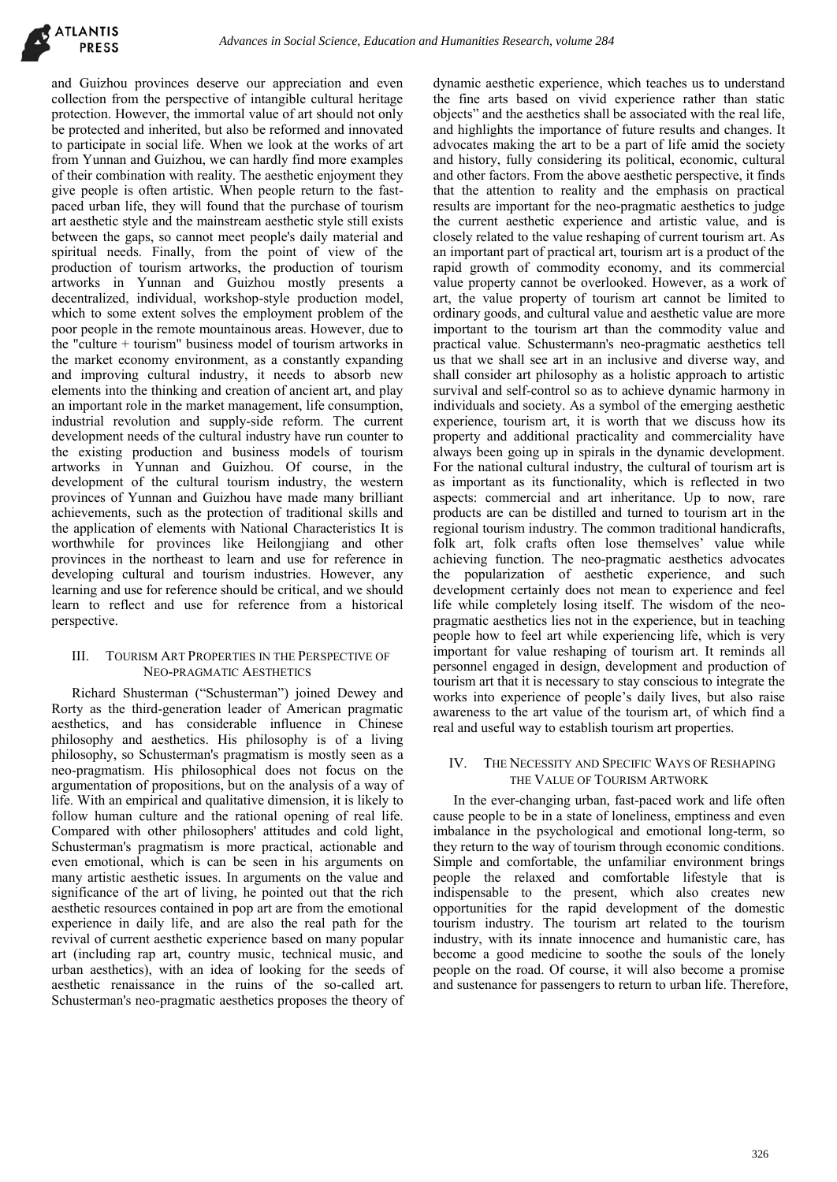and Guizhou provinces deserve our appreciation and even collection from the perspective of intangible cultural heritage protection. However, the immortal value of art should not only be protected and inherited, but also be reformed and innovated to participate in social life. When we look at the works of art from Yunnan and Guizhou, we can hardly find more examples of their combination with reality. The aesthetic enjoyment they give people is often artistic. When people return to the fast-paced urban life, they will found that the purchase of tourism art aesthetic style and the mainstream aesthetic style still exists between the gaps, so cannot meet people's daily material and spiritual needs. Finally, from the point of view of the production of tourism artworks, the production of tourism artworks in Yunnan and Guizhou mostly presents a decentralized, individual, workshop-style production model, which to some extent solves the employment problem of the poor people in the remote mountainous areas. However, due to the "culture + tourism" business model of tourism artworks in the market economy environment, as a constantly expanding and improving cultural industry, it needs to absorb new elements into the thinking and creation of ancient art, and play an important role in the market management, life consumption, industrial revolution and supply-side reform. The current development needs of the cultural industry have run counter to the existing production and business models of tourism artworks in Yunnan and Guizhou. Of course, in the development of the cultural tourism industry, the western provinces of Yunnan and Guizhou have made many brilliant achievements, such as the protection of traditional skills and the application of elements with National Characteristics It is worthwhile for provinces like Heilongjiang and other provinces in the northeast to learn and use for reference in developing cultural and tourism industries. However, any learning and use for reference should be critical, and we should learn to reflect and use for reference from a historical perspective.

## III. Tourism Art Properties in the Perspective of Neo-Pragmatic Aesthetics

Richard Shusterman ("Schusterman") joined Dewey and Rorty as the third-generation leader of American pragmatic aesthetics, and has considerable influence in Chinese philosophy and aesthetics. His philosophy is of a living philosophy, so Schusterman's pragmatism is mostly seen as a neo-pragmatism. His philosophical does not focus on the argumentation of propositions, but on the analysis of a way of life. With an empirical and qualitative dimension, it is likely to follow human culture and the rational opening of real life. Compared with other philosophers' attitudes and cold light, Schusterman's pragmatism is more practical, actionable and even emotional, which is can be seen in his arguments on many artistic aesthetic issues. In arguments on the value and significance of the art of living, he pointed out that the rich aesthetic resources contained in pop art are from the emotional experience in daily life, and are also the real path for the revival of current aesthetic experience based on many popular art (including rap art, country music, technical music, and urban aesthetics), with an idea of looking for the seeds of aesthetic renaissance in the ruins of the so-called art. Schusterman's neo-pragmatic aesthetics proposes the theory of dynamic aesthetic experience, which teaches us to understand the fine arts based on vivid experience rather than static objects" and the aesthetics shall be associated with the real life, and highlights the importance of future results and changes. It advocates making the art to be a part of life amid the society and history, fully considering its political, economic, cultural and other factors. From the above aesthetic perspective, it finds that the attention to reality and the emphasis on practical results are important for the neo-pragmatic aesthetics to judge the current aesthetic experience and artistic value, and is closely related to the value reshaping of current tourism art. As an important part of practical art, tourism art is a product of the rapid growth of commodity economy, and its commercial value property cannot be overlooked. However, as a work of art, the value property of tourism art cannot be limited to ordinary goods, and cultural value and aesthetic value are more important to the tourism art than the commodity value and practical value. Schustermann's neo-pragmatic aesthetics tell us that we shall see art in an inclusive and diverse way, and shall consider art philosophy as a holistic approach to artistic survival and self-control so as to achieve dynamic harmony in individuals and society. As a symbol of the emerging aesthetic experience, tourism art, it is worth that we discuss how its property and additional practicality and commerciality have always been going up in spirals in the dynamic development. For the national cultural industry, the cultural of tourism art is as important as its functionality, which is reflected in two aspects: commercial and art inheritance. Up to now, rare products are can be distilled and turned to tourism art in the regional tourism industry. The common traditional handicrafts, folk art, folk crafts often lose themselves' value while achieving function. The neo-pragmatic aesthetics advocates the popularization of aesthetic experience, and such development certainly does not mean to experience and feel life while completely losing itself. The wisdom of the neo-pragmatic aesthetics lies not in the experience, but in teaching people how to feel art while experiencing life, which is very important for value reshaping of tourism art. It reminds all personnel engaged in design, development and production of tourism art that it is necessary to stay conscious to integrate the works into experience of people's daily lives, but also raise awareness to the art value of the tourism art, of which find a real and useful way to establish tourism art properties.

## IV. The Necessity and Specific Ways of Reshaping the Value of Tourism Artwork

In the ever-changing urban, fast-paced work and life often cause people to be in a state of loneliness, emptiness and even imbalance in the psychological and emotional long-term, so they return to the way of tourism through economic conditions. Simple and comfortable, the unfamiliar environment brings people the relaxed and comfortable lifestyle that is indispensable to the present, which also creates new opportunities for the rapid development of the domestic tourism industry. The tourism art related to the tourism industry, with its innate innocence and humanistic care, has become a good medicine to soothe the souls of the lonely people on the road. Of course, it will also become a promise and sustenance for passengers to return to urban life. Therefore,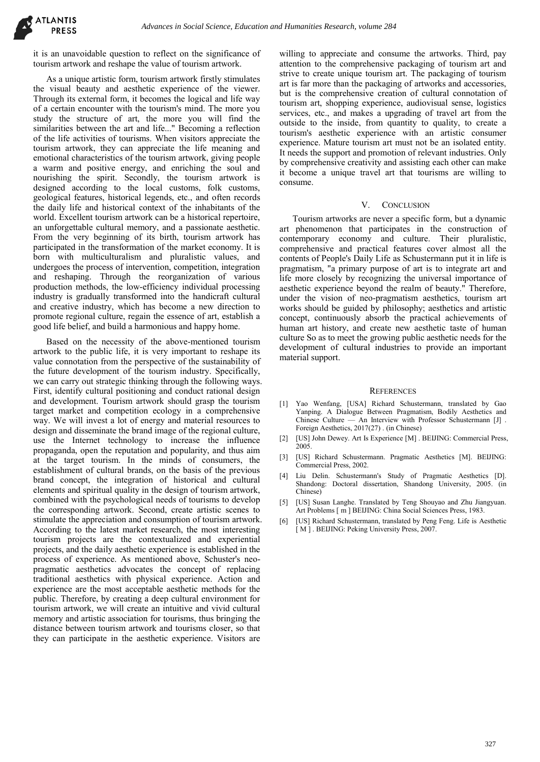it is an unavoidable question to reflect on the significance of tourism artwork and reshape the value of tourism artwork.

As a unique artistic form, tourism artwork firstly stimulates the visual beauty and aesthetic experience of the viewer. Through its external form, it becomes the logical and life way of a certain encounter with the tourism's mind. The more you study the structure of art, the more you will find the similarities between the art and life..." Becoming a reflection of the life activities of tourisms. When visitors appreciate the tourism artwork, they can appreciate the life meaning and emotional characteristics of the tourism artwork, giving people a warm and positive energy, and enriching the soul and nourishing the spirit. Secondly, the tourism artwork is designed according to the local customs, folk customs, geological features, historical legends, etc., and often records the daily life and historical context of the inhabitants of the world. Excellent tourism artwork can be a historical repertoire, an unforgettable cultural memory, and a passionate aesthetic. From the very beginning of its birth, tourism artwork has participated in the transformation of the market economy. It is born with multiculturalism and pluralistic values, and undergoes the process of intervention, competition, integration and reshaping. Through the reorganization of various production methods, the low-efficiency individual processing industry is gradually transformed into the handicraft cultural and creative industry, which has become a new direction to promote regional culture, regain the essence of art, establish a good life belief, and build a harmonious and happy home.

Based on the necessity of the above-mentioned tourism artwork to the public life, it is very important to reshape its value connotation from the perspective of the sustainability of the future development of the tourism industry. Specifically, we can carry out strategic thinking through the following ways. First, identify cultural positioning and conduct rational design and development. Tourism artwork should grasp the tourism target market and competition ecology in a comprehensive way. We will invest a lot of energy and material resources to design and disseminate the brand image of the regional culture, use the Internet technology to increase the influence propaganda, open the reputation and popularity, and thus aim at the target tourism. In the minds of consumers, the establishment of cultural brands, on the basis of the previous brand concept, the integration of historical and cultural elements and spiritual quality in the design of tourism artwork, combined with the psychological needs of tourisms to develop the corresponding artwork. Second, create artistic scenes to stimulate the appreciation and consumption of tourism artwork. According to the latest market research, the most interesting tourism projects are the contextualized and experiential projects, and the daily aesthetic experience is established in the process of experience. As mentioned above, Schuster's neo-pragmatic aesthetics advocates the concept of replacing traditional aesthetics with physical experience. Action and experience are the most acceptable aesthetic methods for the public. Therefore, by creating a deep cultural environment for tourism artwork, we will create an intuitive and vivid cultural memory and artistic association for tourisms, thus bringing the distance between tourism artwork and tourisms closer, so that they can participate in the aesthetic experience. Visitors are willing to appreciate and consume the artworks. Third, pay attention to the comprehensive packaging of tourism art and strive to create unique tourism art. The packaging of tourism art is far more than the packaging of artworks and accessories, but is the comprehensive creation of cultural connotation of tourism art, shopping experience, audiovisual sense, logistics services, etc., and makes a upgrading of travel art from the outside to the inside, from quantity to quality, to create a tourism's aesthetic experience with an artistic consumer experience. Mature tourism art must not be an isolated entity. It needs the support and promotion of relevant industries. Only by comprehensive creativity and assisting each other can make it become a unique travel art that tourisms are willing to consume.

## V. CONCLUSION

Tourism artworks are never a specific form, but a dynamic art phenomenon that participates in the construction of contemporary economy and culture. Their pluralistic, comprehensive and practical features cover almost all the contents of People's Daily Life as Schustermann put it in life is pragmatism, "a primary purpose of art is to integrate art and life more closely by recognizing the universal importance of aesthetic experience beyond the realm of beauty." Therefore, under the vision of neo-pragmatism aesthetics, tourism art works should be guided by philosophy; aesthetics and artistic concept, continuously absorb the practical achievements of human art history, and create new aesthetic taste of human culture So as to meet the growing public aesthetic needs for the development of cultural industries to provide an important material support.

## REFERENCES

[1] Yao Wenfang, [USA] Richard Schustermann, translated by Gao Yanping. A Dialogue Between Pragmatism, Bodily Aesthetics and Chinese Culture — An Interview with Professor Schustermann [J] . Foreign Aesthetics, 2017(27) . (in Chinese)

[2] [US] John Dewey. Art Is Experience [M] . BEIJING: Commercial Press, 2005.

[3] [US] Richard Schustermann. Pragmatic Aesthetics [M]. BEIJING: Commercial Press, 2002.

[4] Liu Delin. Schustermann's Study of Pragmatic Aesthetics [D]. Shandong: Doctoral dissertation, Shandong University, 2005. (in Chinese)

[5] [US] Susan Langhe. Translated by Teng Shouyao and Zhu Jiangyuan. Art Problems [ m ] BEIJING: China Social Sciences Press, 1983.

[6] [US] Richard Schustermann, translated by Peng Feng. Life is Aesthetic [ M ] . BEIJING: Peking University Press, 2007.